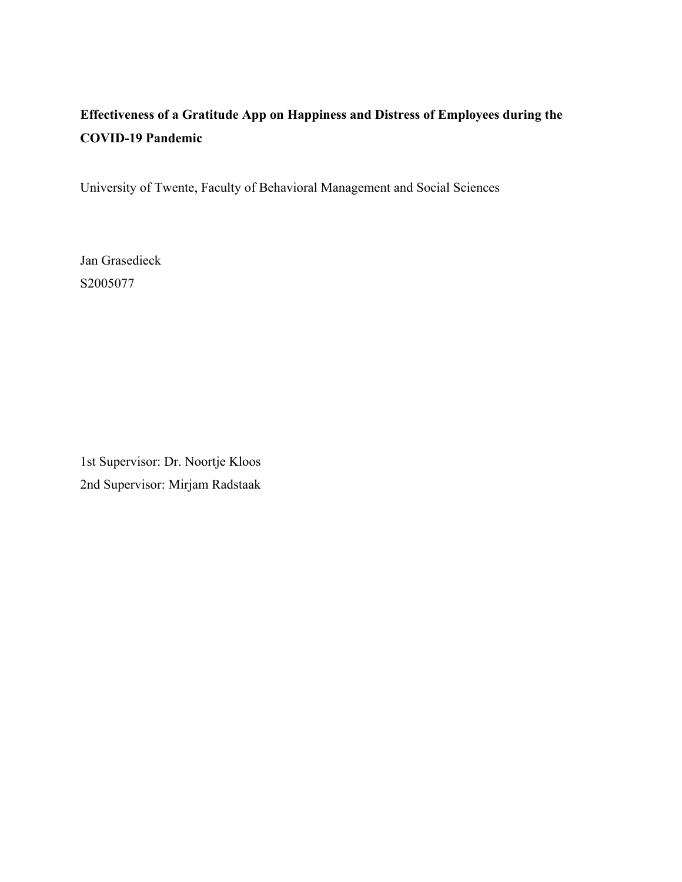**Effectiveness of a Gratitude App on Happiness and Distress of Employees during the COVID-19 Pandemic**

University of Twente, Faculty of Behavioral Management and Social Sciences

Jan Grasedieck
S2005077

1st Supervisor: Dr. Noortje Kloos
2nd Supervisor: Mirjam Radstaak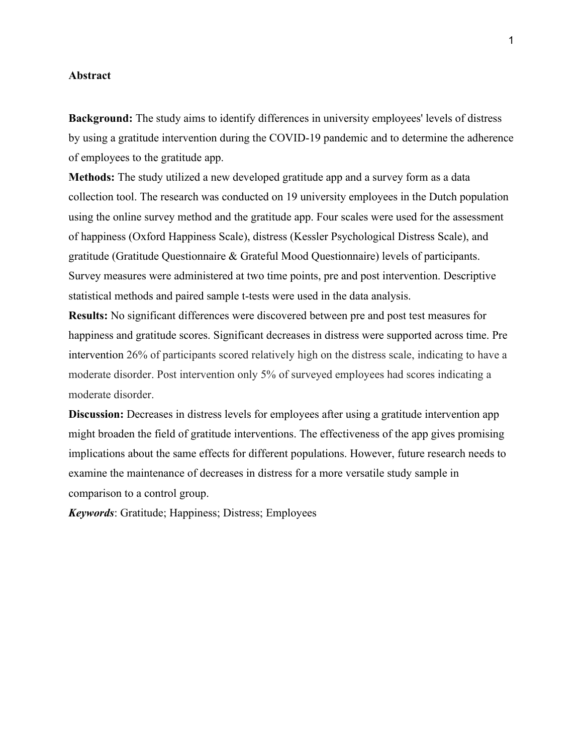## Abstract

**Background:** The study aims to identify differences in university employees' levels of distress by using a gratitude intervention during the COVID-19 pandemic and to determine the adherence of employees to the gratitude app.

**Methods:** The study utilized a new developed gratitude app and a survey form as a data collection tool. The research was conducted on 19 university employees in the Dutch population using the online survey method and the gratitude app. Four scales were used for the assessment of happiness (Oxford Happiness Scale), distress (Kessler Psychological Distress Scale), and gratitude (Gratitude Questionnaire & Grateful Mood Questionnaire) levels of participants. Survey measures were administered at two time points, pre and post intervention. Descriptive statistical methods and paired sample t-tests were used in the data analysis.

**Results:** No significant differences were discovered between pre and post test measures for happiness and gratitude scores. Significant decreases in distress were supported across time. Pre intervention 26% of participants scored relatively high on the distress scale, indicating to have a moderate disorder. Post intervention only 5% of surveyed employees had scores indicating a moderate disorder.

**Discussion:** Decreases in distress levels for employees after using a gratitude intervention app might broaden the field of gratitude interventions. The effectiveness of the app gives promising implications about the same effects for different populations. However, future research needs to examine the maintenance of decreases in distress for a more versatile study sample in comparison to a control group.

***Keywords***: Gratitude; Happiness; Distress; Employees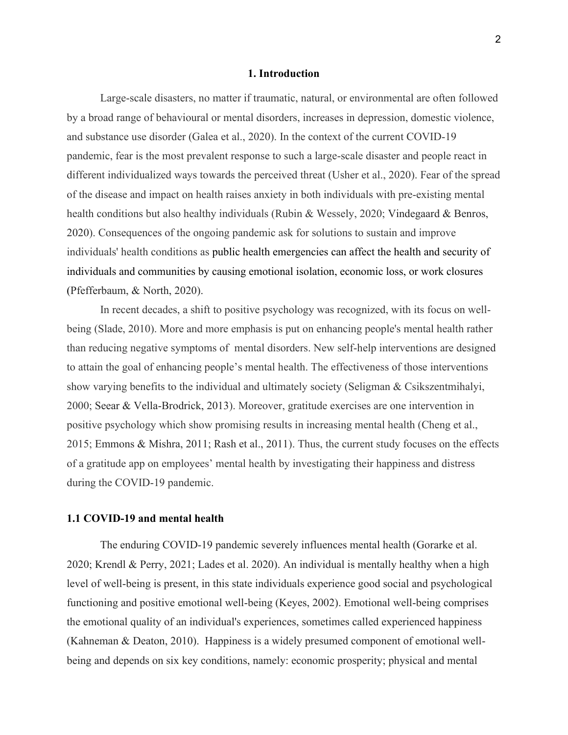# 1. Introduction

Large-scale disasters, no matter if traumatic, natural, or environmental are often followed by a broad range of behavioural or mental disorders, increases in depression, domestic violence, and substance use disorder (Galea et al., 2020). In the context of the current COVID-19 pandemic, fear is the most prevalent response to such a large-scale disaster and people react in different individualized ways towards the perceived threat (Usher et al., 2020). Fear of the spread of the disease and impact on health raises anxiety in both individuals with pre-existing mental health conditions but also healthy individuals (Rubin & Wessely, 2020; Vindegaard & Benros, 2020). Consequences of the ongoing pandemic ask for solutions to sustain and improve individuals' health conditions as public health emergencies can affect the health and security of individuals and communities by causing emotional isolation, economic loss, or work closures (Pfefferbaum, & North, 2020).

In recent decades, a shift to positive psychology was recognized, with its focus on well-being (Slade, 2010). More and more emphasis is put on enhancing people's mental health rather than reducing negative symptoms of mental disorders. New self-help interventions are designed to attain the goal of enhancing people's mental health. The effectiveness of those interventions show varying benefits to the individual and ultimately society (Seligman & Csikszentmihalyi, 2000; Seear & Vella-Brodrick, 2013). Moreover, gratitude exercises are one intervention in positive psychology which show promising results in increasing mental health (Cheng et al., 2015; Emmons & Mishra, 2011; Rash et al., 2011). Thus, the current study focuses on the effects of a gratitude app on employees' mental health by investigating their happiness and distress during the COVID-19 pandemic.

## 1.1 COVID-19 and mental health

The enduring COVID-19 pandemic severely influences mental health (Gorarke et al. 2020; Krendl & Perry, 2021; Lades et al. 2020). An individual is mentally healthy when a high level of well-being is present, in this state individuals experience good social and psychological functioning and positive emotional well-being (Keyes, 2002). Emotional well-being comprises the emotional quality of an individual's experiences, sometimes called experienced happiness (Kahneman & Deaton, 2010). Happiness is a widely presumed component of emotional well-being and depends on six key conditions, namely: economic prosperity; physical and mental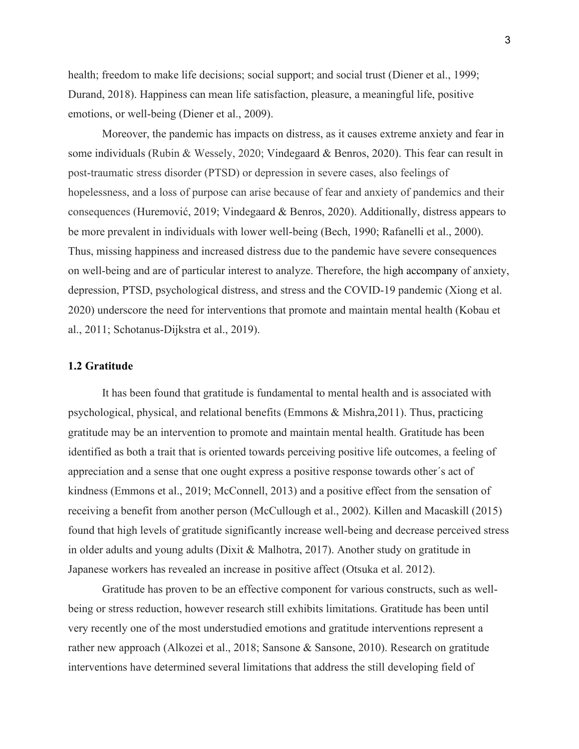health; freedom to make life decisions; social support; and social trust (Diener et al., 1999; Durand, 2018). Happiness can mean life satisfaction, pleasure, a meaningful life, positive emotions, or well-being (Diener et al., 2009).

Moreover, the pandemic has impacts on distress, as it causes extreme anxiety and fear in some individuals (Rubin & Wessely, 2020; Vindegaard & Benros, 2020). This fear can result in post-traumatic stress disorder (PTSD) or depression in severe cases, also feelings of hopelessness, and a loss of purpose can arise because of fear and anxiety of pandemics and their consequences (Huremović, 2019; Vindegaard & Benros, 2020). Additionally, distress appears to be more prevalent in individuals with lower well-being (Bech, 1990; Rafanelli et al., 2000). Thus, missing happiness and increased distress due to the pandemic have severe consequences on well-being and are of particular interest to analyze. Therefore, the high accompany of anxiety, depression, PTSD, psychological distress, and stress and the COVID-19 pandemic (Xiong et al. 2020) underscore the need for interventions that promote and maintain mental health (Kobau et al., 2011; Schotanus-Dijkstra et al., 2019).

### 1.2 Gratitude

It has been found that gratitude is fundamental to mental health and is associated with psychological, physical, and relational benefits (Emmons & Mishra,2011). Thus, practicing gratitude may be an intervention to promote and maintain mental health. Gratitude has been identified as both a trait that is oriented towards perceiving positive life outcomes, a feeling of appreciation and a sense that one ought express a positive response towards other´s act of kindness (Emmons et al., 2019; McConnell, 2013) and a positive effect from the sensation of receiving a benefit from another person (McCullough et al., 2002). Killen and Macaskill (2015) found that high levels of gratitude significantly increase well-being and decrease perceived stress in older adults and young adults (Dixit & Malhotra, 2017). Another study on gratitude in Japanese workers has revealed an increase in positive affect (Otsuka et al. 2012).

Gratitude has proven to be an effective component for various constructs, such as well-being or stress reduction, however research still exhibits limitations. Gratitude has been until very recently one of the most understudied emotions and gratitude interventions represent a rather new approach (Alkozei et al., 2018; Sansone & Sansone, 2010). Research on gratitude interventions have determined several limitations that address the still developing field of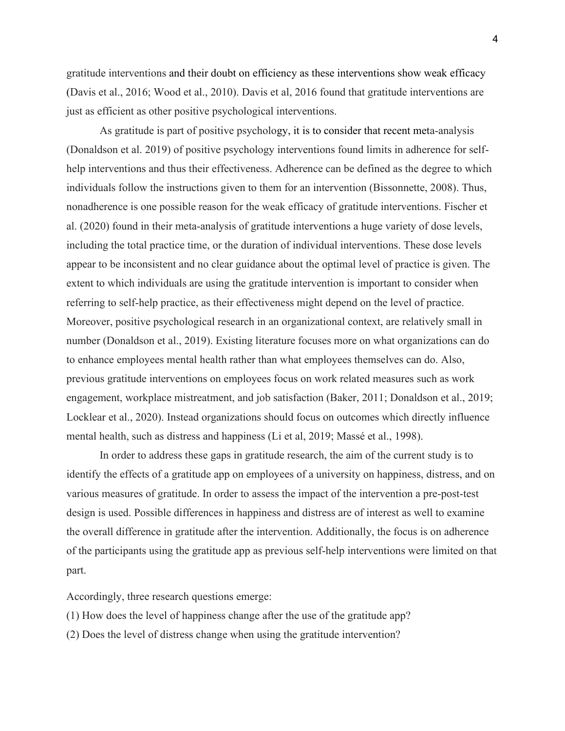gratitude interventions and their doubt on efficiency as these interventions show weak efficacy (Davis et al., 2016; Wood et al., 2010). Davis et al, 2016 found that gratitude interventions are just as efficient as other positive psychological interventions.

As gratitude is part of positive psychology, it is to consider that recent meta-analysis (Donaldson et al. 2019) of positive psychology interventions found limits in adherence for self-help interventions and thus their effectiveness. Adherence can be defined as the degree to which individuals follow the instructions given to them for an intervention (Bissonnette, 2008). Thus, nonadherence is one possible reason for the weak efficacy of gratitude interventions. Fischer et al. (2020) found in their meta-analysis of gratitude interventions a huge variety of dose levels, including the total practice time, or the duration of individual interventions. These dose levels appear to be inconsistent and no clear guidance about the optimal level of practice is given. The extent to which individuals are using the gratitude intervention is important to consider when referring to self-help practice, as their effectiveness might depend on the level of practice. Moreover, positive psychological research in an organizational context, are relatively small in number (Donaldson et al., 2019). Existing literature focuses more on what organizations can do to enhance employees mental health rather than what employees themselves can do. Also, previous gratitude interventions on employees focus on work related measures such as work engagement, workplace mistreatment, and job satisfaction (Baker, 2011; Donaldson et al., 2019; Locklear et al., 2020). Instead organizations should focus on outcomes which directly influence mental health, such as distress and happiness (Li et al, 2019; Massé et al., 1998).

In order to address these gaps in gratitude research, the aim of the current study is to identify the effects of a gratitude app on employees of a university on happiness, distress, and on various measures of gratitude. In order to assess the impact of the intervention a pre-post-test design is used. Possible differences in happiness and distress are of interest as well to examine the overall difference in gratitude after the intervention. Additionally, the focus is on adherence of the participants using the gratitude app as previous self-help interventions were limited on that part.

Accordingly, three research questions emerge:

(1) How does the level of happiness change after the use of the gratitude app?

(2) Does the level of distress change when using the gratitude intervention?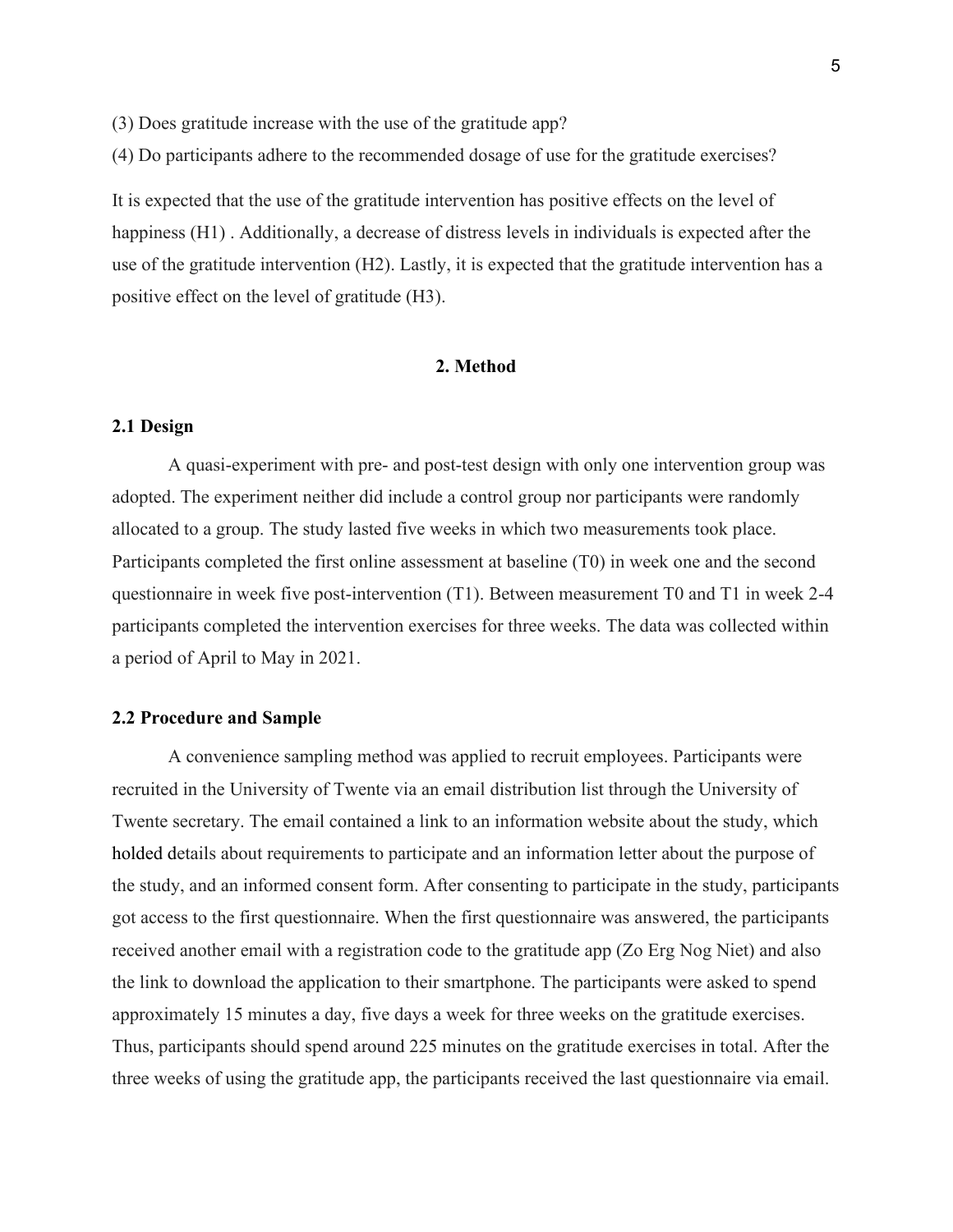(3) Does gratitude increase with the use of the gratitude app?

(4) Do participants adhere to the recommended dosage of use for the gratitude exercises?

It is expected that the use of the gratitude intervention has positive effects on the level of happiness (H1) . Additionally, a decrease of distress levels in individuals is expected after the use of the gratitude intervention (H2). Lastly, it is expected that the gratitude intervention has a positive effect on the level of gratitude (H3).

# 2. Method

## 2.1 Design

A quasi-experiment with pre- and post-test design with only one intervention group was adopted. The experiment neither did include a control group nor participants were randomly allocated to a group. The study lasted five weeks in which two measurements took place. Participants completed the first online assessment at baseline (T0) in week one and the second questionnaire in week five post-intervention (T1). Between measurement T0 and T1 in week 2-4 participants completed the intervention exercises for three weeks. The data was collected within a period of April to May in 2021.

## 2.2 Procedure and Sample

A convenience sampling method was applied to recruit employees. Participants were recruited in the University of Twente via an email distribution list through the University of Twente secretary. The email contained a link to an information website about the study, which holded details about requirements to participate and an information letter about the purpose of the study, and an informed consent form. After consenting to participate in the study, participants got access to the first questionnaire. When the first questionnaire was answered, the participants received another email with a registration code to the gratitude app (Zo Erg Nog Niet) and also the link to download the application to their smartphone. The participants were asked to spend approximately 15 minutes a day, five days a week for three weeks on the gratitude exercises. Thus, participants should spend around 225 minutes on the gratitude exercises in total. After the three weeks of using the gratitude app, the participants received the last questionnaire via email.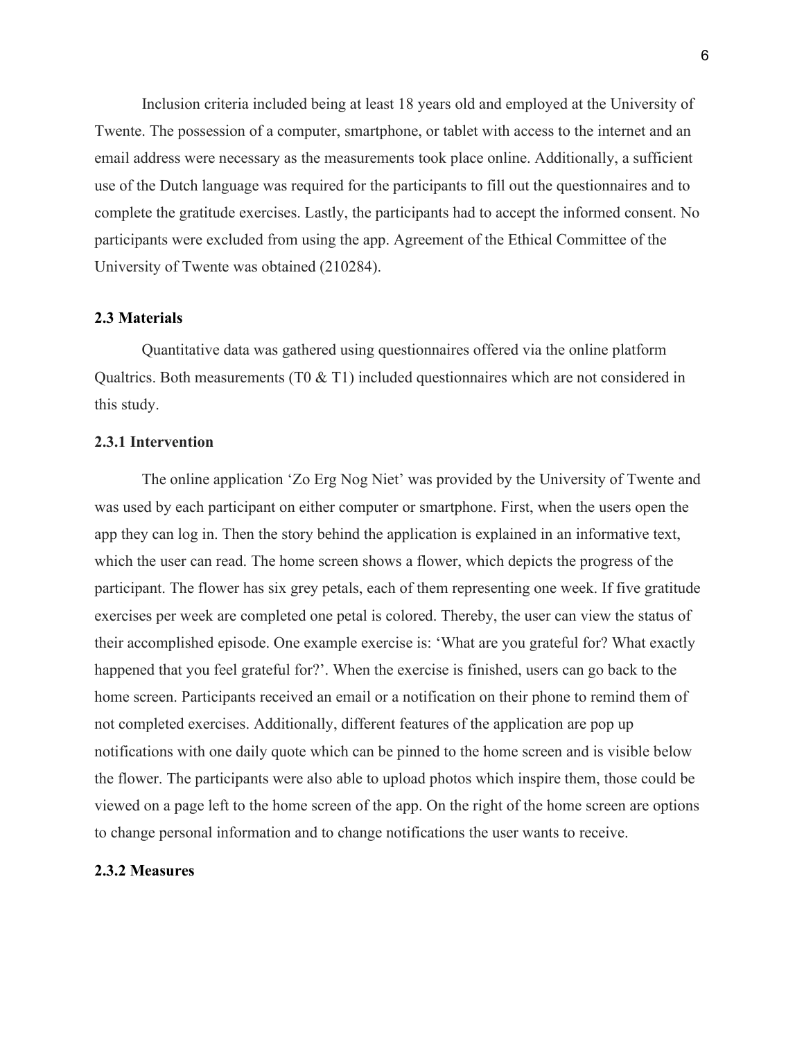Inclusion criteria included being at least 18 years old and employed at the University of Twente. The possession of a computer, smartphone, or tablet with access to the internet and an email address were necessary as the measurements took place online. Additionally, a sufficient use of the Dutch language was required for the participants to fill out the questionnaires and to complete the gratitude exercises. Lastly, the participants had to accept the informed consent. No participants were excluded from using the app. Agreement of the Ethical Committee of the University of Twente was obtained (210284).

### 2.3 Materials

Quantitative data was gathered using questionnaires offered via the online platform Qualtrics. Both measurements (T0 & T1) included questionnaires which are not considered in this study.

#### 2.3.1 Intervention

The online application 'Zo Erg Nog Niet' was provided by the University of Twente and was used by each participant on either computer or smartphone. First, when the users open the app they can log in. Then the story behind the application is explained in an informative text, which the user can read. The home screen shows a flower, which depicts the progress of the participant. The flower has six grey petals, each of them representing one week. If five gratitude exercises per week are completed one petal is colored. Thereby, the user can view the status of their accomplished episode. One example exercise is: 'What are you grateful for? What exactly happened that you feel grateful for?'. When the exercise is finished, users can go back to the home screen. Participants received an email or a notification on their phone to remind them of not completed exercises. Additionally, different features of the application are pop up notifications with one daily quote which can be pinned to the home screen and is visible below the flower. The participants were also able to upload photos which inspire them, those could be viewed on a page left to the home screen of the app. On the right of the home screen are options to change personal information and to change notifications the user wants to receive.

#### 2.3.2 Measures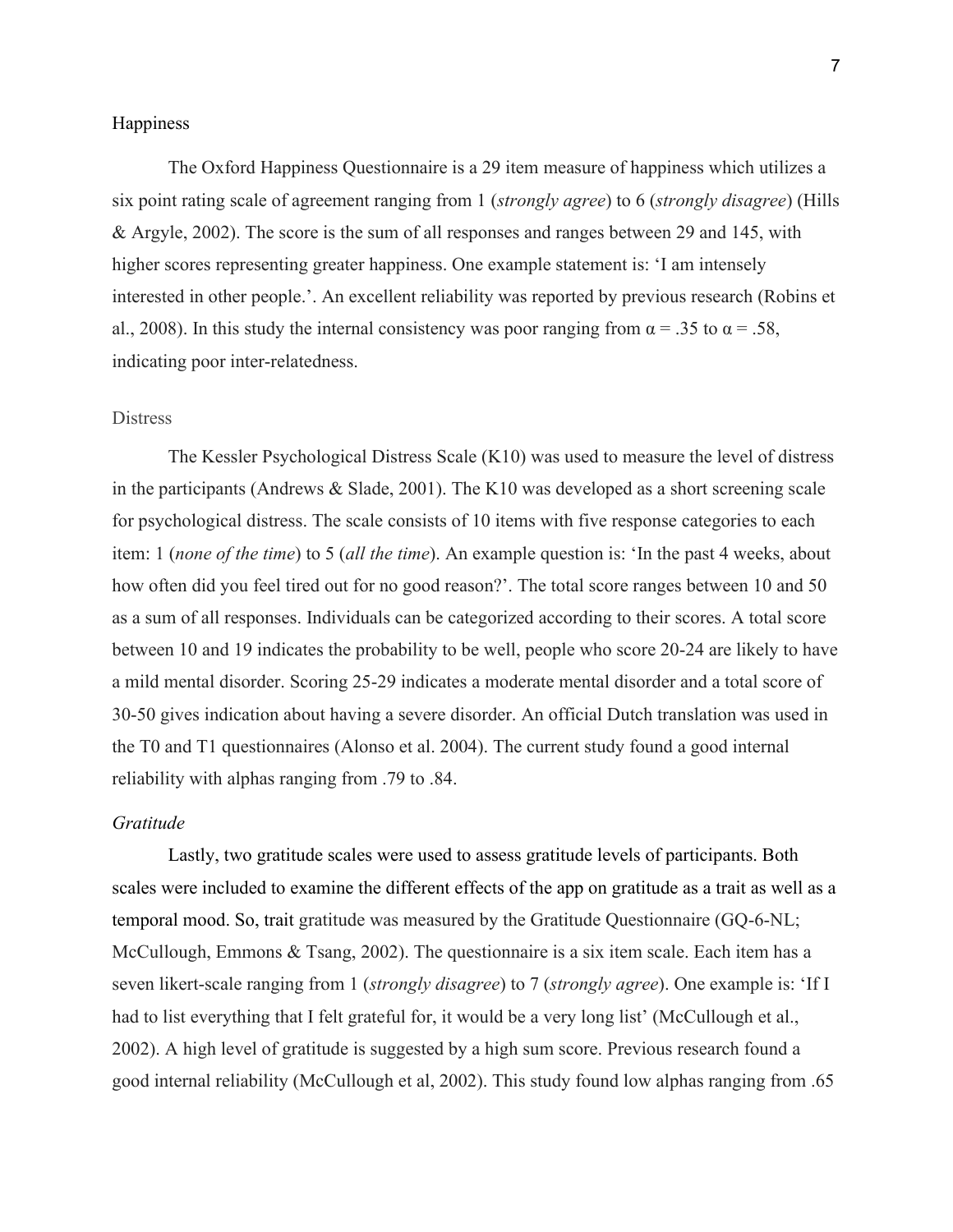### Happiness

The Oxford Happiness Questionnaire is a 29 item measure of happiness which utilizes a six point rating scale of agreement ranging from 1 (*strongly agree*) to 6 (*strongly disagree*) (Hills & Argyle, 2002). The score is the sum of all responses and ranges between 29 and 145, with higher scores representing greater happiness. One example statement is: 'I am intensely interested in other people.'. An excellent reliability was reported by previous research (Robins et al., 2008). In this study the internal consistency was poor ranging from α = .35 to α = .58, indicating poor inter-relatedness.

### Distress

The Kessler Psychological Distress Scale (K10) was used to measure the level of distress in the participants (Andrews & Slade, 2001). The K10 was developed as a short screening scale for psychological distress. The scale consists of 10 items with five response categories to each item: 1 (*none of the time*) to 5 (*all the time*). An example question is: 'In the past 4 weeks, about how often did you feel tired out for no good reason?'. The total score ranges between 10 and 50 as a sum of all responses. Individuals can be categorized according to their scores. A total score between 10 and 19 indicates the probability to be well, people who score 20-24 are likely to have a mild mental disorder. Scoring 25-29 indicates a moderate mental disorder and a total score of 30-50 gives indication about having a severe disorder. An official Dutch translation was used in the T0 and T1 questionnaires (Alonso et al. 2004). The current study found a good internal reliability with alphas ranging from .79 to .84.

### *Gratitude*

Lastly, two gratitude scales were used to assess gratitude levels of participants. Both scales were included to examine the different effects of the app on gratitude as a trait as well as a temporal mood. So, trait gratitude was measured by the Gratitude Questionnaire (GQ-6-NL; McCullough, Emmons & Tsang, 2002). The questionnaire is a six item scale. Each item has a seven likert-scale ranging from 1 (*strongly disagree*) to 7 (*strongly agree*). One example is: 'If I had to list everything that I felt grateful for, it would be a very long list' (McCullough et al., 2002). A high level of gratitude is suggested by a high sum score. Previous research found a good internal reliability (McCullough et al, 2002). This study found low alphas ranging from .65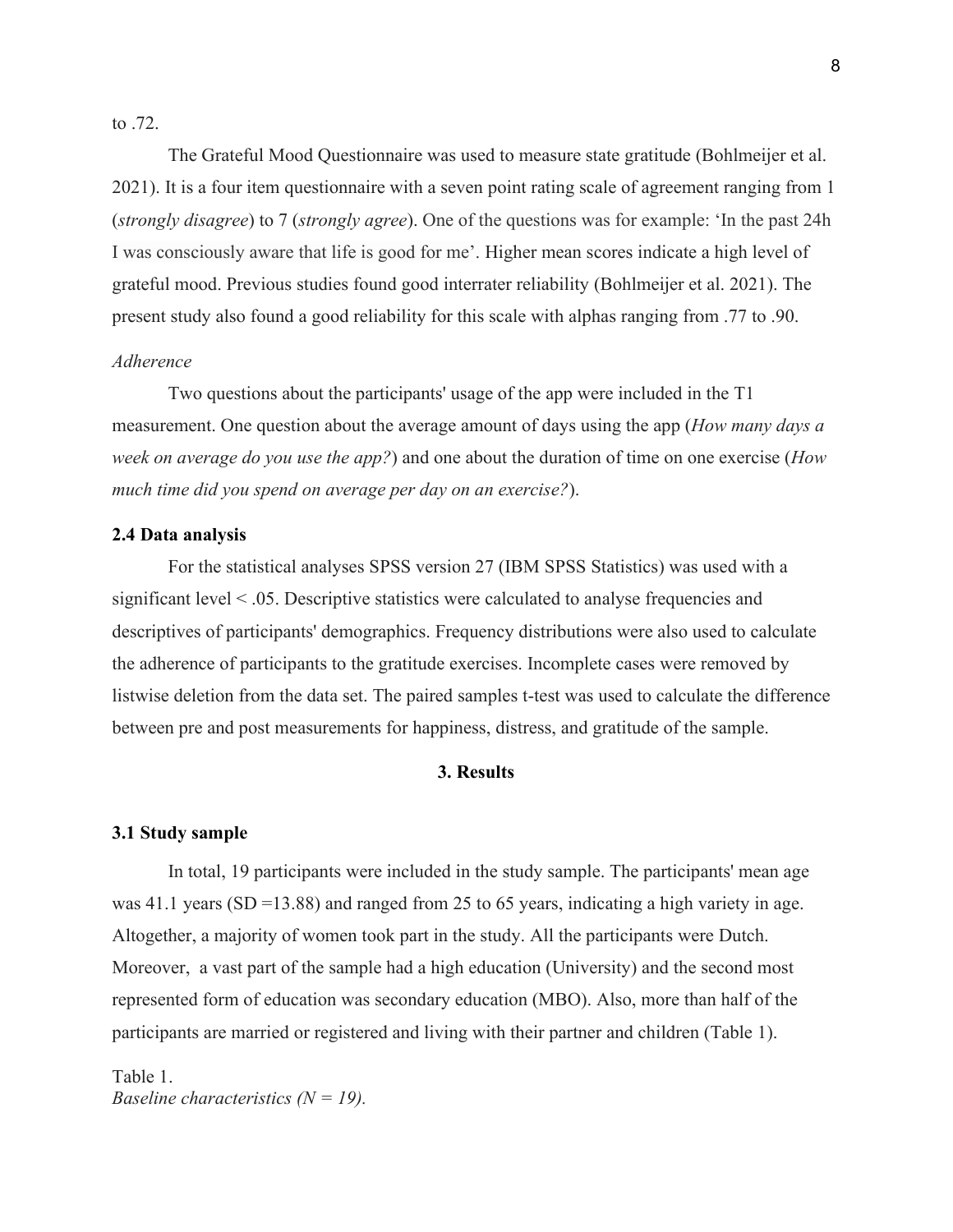to .72.

The Grateful Mood Questionnaire was used to measure state gratitude (Bohlmeijer et al. 2021). It is a four item questionnaire with a seven point rating scale of agreement ranging from 1 (*strongly disagree*) to 7 (*strongly agree*). One of the questions was for example: 'In the past 24h I was consciously aware that life is good for me'. Higher mean scores indicate a high level of grateful mood. Previous studies found good interrater reliability (Bohlmeijer et al. 2021). The present study also found a good reliability for this scale with alphas ranging from .77 to .90.

*Adherence*

Two questions about the participants' usage of the app were included in the T1 measurement. One question about the average amount of days using the app (*How many days a week on average do you use the app?*) and one about the duration of time on one exercise (*How much time did you spend on average per day on an exercise?*).

### 2.4 Data analysis

For the statistical analyses SPSS version 27 (IBM SPSS Statistics) was used with a significant level < .05. Descriptive statistics were calculated to analyse frequencies and descriptives of participants' demographics. Frequency distributions were also used to calculate the adherence of participants to the gratitude exercises. Incomplete cases were removed by listwise deletion from the data set. The paired samples t-test was used to calculate the difference between pre and post measurements for happiness, distress, and gratitude of the sample.

## 3. Results

### 3.1 Study sample

In total, 19 participants were included in the study sample. The participants' mean age was 41.1 years (SD =13.88) and ranged from 25 to 65 years, indicating a high variety in age. Altogether, a majority of women took part in the study. All the participants were Dutch. Moreover, a vast part of the sample had a high education (University) and the second most represented form of education was secondary education (MBO). Also, more than half of the participants are married or registered and living with their partner and children (Table 1).

Table 1.
*Baseline characteristics (N = 19).*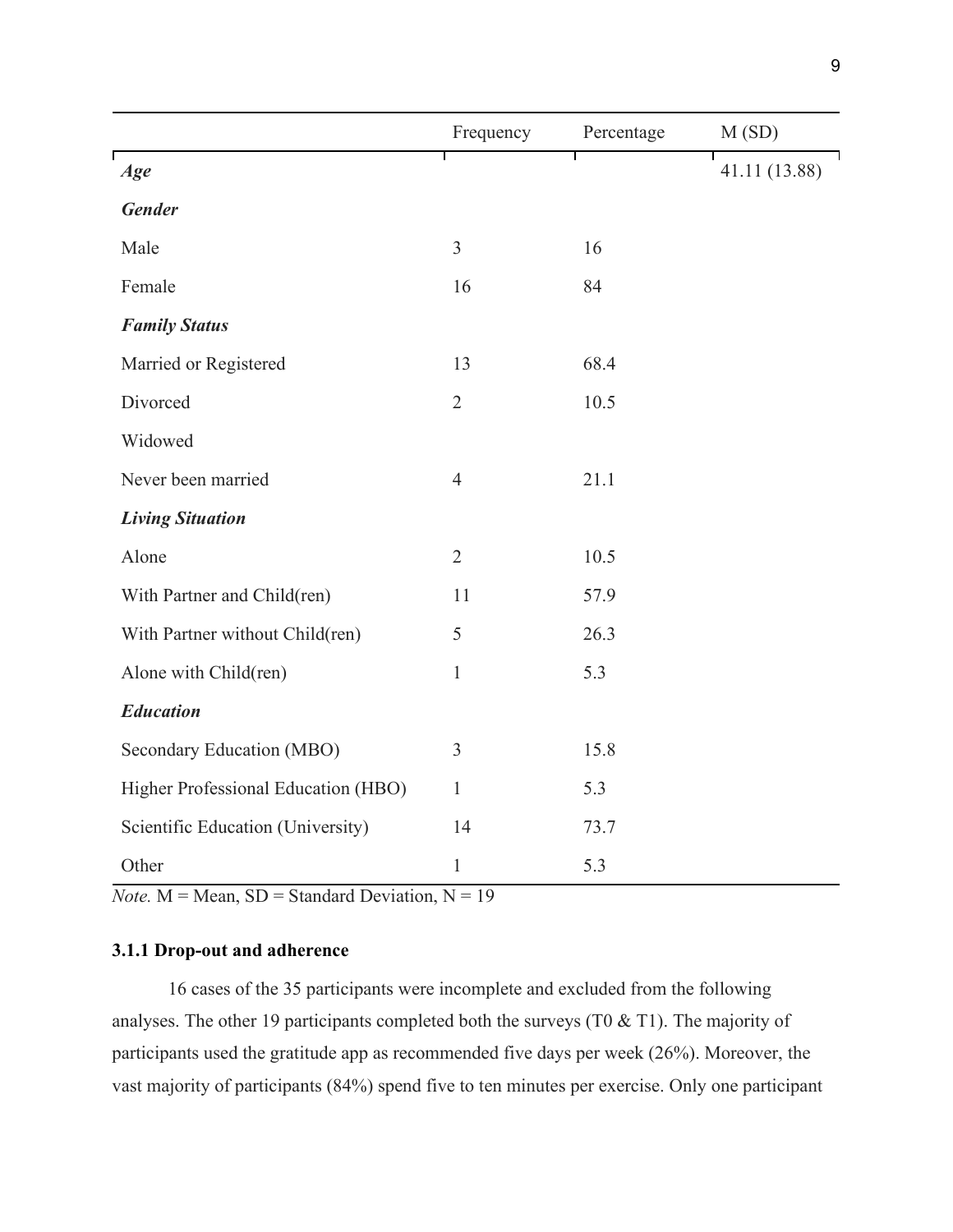| | Frequency | Percentage | M (SD) |
|---|---|---|---|
| ***Age*** | | | 41.11 (13.88) |
| ***Gender*** | | | |
| Male | 3 | 16 | |
| Female | 16 | 84 | |
| ***Family Status*** | | | |
| Married or Registered | 13 | 68.4 | |
| Divorced | 2 | 10.5 | |
| Widowed | | | |
| Never been married | 4 | 21.1 | |
| ***Living Situation*** | | | |
| Alone | 2 | 10.5 | |
| With Partner and Child(ren) | 11 | 57.9 | |
| With Partner without Child(ren) | 5 | 26.3 | |
| Alone with Child(ren) | 1 | 5.3 | |
| ***Education*** | | | |
| Secondary Education (MBO) | 3 | 15.8 | |
| Higher Professional Education (HBO) | 1 | 5.3 | |
| Scientific Education (University) | 14 | 73.7 | |
| Other | 1 | 5.3 | |

*Note.* M = Mean, SD = Standard Deviation, N = 19

### 3.1.1 Drop-out and adherence

16 cases of the 35 participants were incomplete and excluded from the following analyses. The other 19 participants completed both the surveys (T0 & T1). The majority of participants used the gratitude app as recommended five days per week (26%). Moreover, the vast majority of participants (84%) spend five to ten minutes per exercise. Only one participant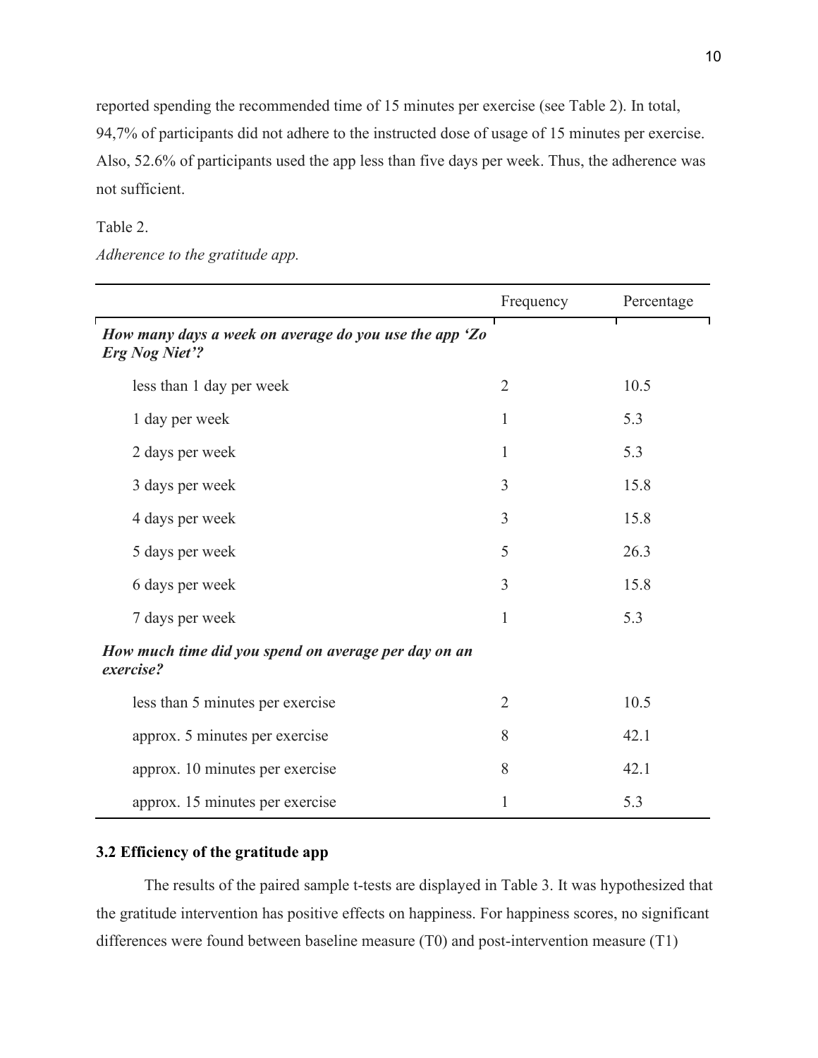reported spending the recommended time of 15 minutes per exercise (see Table 2). In total, 94,7% of participants did not adhere to the instructed dose of usage of 15 minutes per exercise. Also, 52.6% of participants used the app less than five days per week. Thus, the adherence was not sufficient.

Table 2.

*Adherence to the gratitude app.*

| | Frequency | Percentage |
|---|---|---|
| ***How many days a week on average do you use the app 'Zo Erg Nog Niet'?*** | | |
| less than 1 day per week | 2 | 10.5 |
| 1 day per week | 1 | 5.3 |
| 2 days per week | 1 | 5.3 |
| 3 days per week | 3 | 15.8 |
| 4 days per week | 3 | 15.8 |
| 5 days per week | 5 | 26.3 |
| 6 days per week | 3 | 15.8 |
| 7 days per week | 1 | 5.3 |
| ***How much time did you spend on average per day on an exercise?*** | | |
| less than 5 minutes per exercise | 2 | 10.5 |
| approx. 5 minutes per exercise | 8 | 42.1 |
| approx. 10 minutes per exercise | 8 | 42.1 |
| approx. 15 minutes per exercise | 1 | 5.3 |

### 3.2 Efficiency of the gratitude app

The results of the paired sample t-tests are displayed in Table 3. It was hypothesized that the gratitude intervention has positive effects on happiness. For happiness scores, no significant differences were found between baseline measure (T0) and post-intervention measure (T1)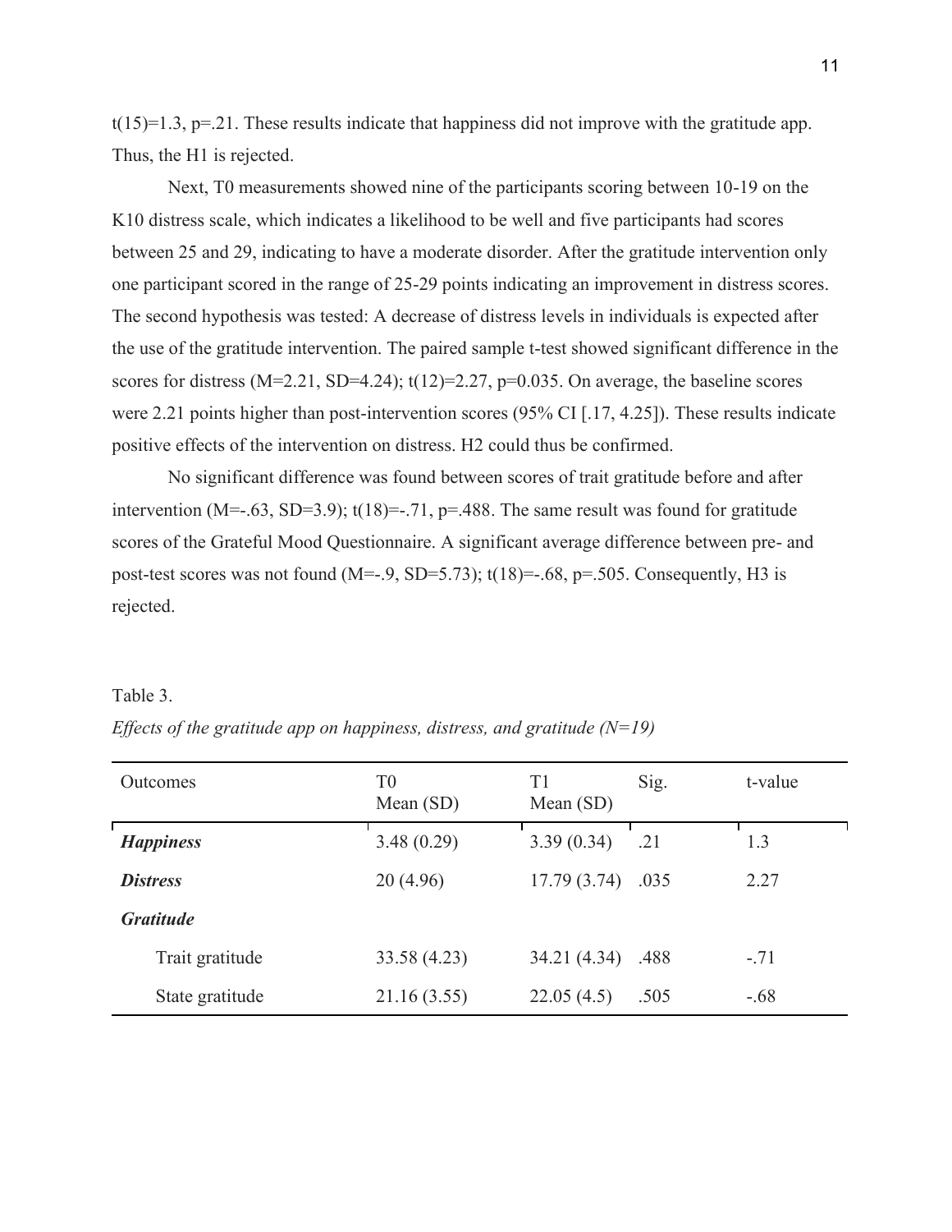$t(15)=1.3$, $p=.21$. These results indicate that happiness did not improve with the gratitude app. Thus, the H1 is rejected.

Next, T0 measurements showed nine of the participants scoring between 10-19 on the K10 distress scale, which indicates a likelihood to be well and five participants had scores between 25 and 29, indicating to have a moderate disorder. After the gratitude intervention only one participant scored in the range of 25-29 points indicating an improvement in distress scores. The second hypothesis was tested: A decrease of distress levels in individuals is expected after the use of the gratitude intervention. The paired sample t-test showed significant difference in the scores for distress ($M=2.21$, $SD=4.24$); $t(12)=2.27$, $p=0.035$. On average, the baseline scores were 2.21 points higher than post-intervention scores (95% CI [.17, 4.25]). These results indicate positive effects of the intervention on distress. H2 could thus be confirmed.

No significant difference was found between scores of trait gratitude before and after intervention ($M=-.63$, $SD=3.9$); $t(18)=-.71$, $p=.488$. The same result was found for gratitude scores of the Grateful Mood Questionnaire. A significant average difference between pre- and post-test scores was not found ($M=-.9$, $SD=5.73$); $t(18)=-.68$, $p=.505$. Consequently, H3 is rejected.

Table 3.

*Effects of the gratitude app on happiness, distress, and gratitude (N=19)*

| Outcomes | T0 Mean (SD) | T1 Mean (SD) | Sig. | t-value |
|---|---|---|---|---|
| ***Happiness*** | 3.48 (0.29) | 3.39 (0.34) | .21 | 1.3 |
| ***Distress*** | 20 (4.96) | 17.79 (3.74) | .035 | 2.27 |
| ***Gratitude*** | | | | |
| Trait gratitude | 33.58 (4.23) | 34.21 (4.34) | .488 | -.71 |
| State gratitude | 21.16 (3.55) | 22.05 (4.5) | .505 | -.68 |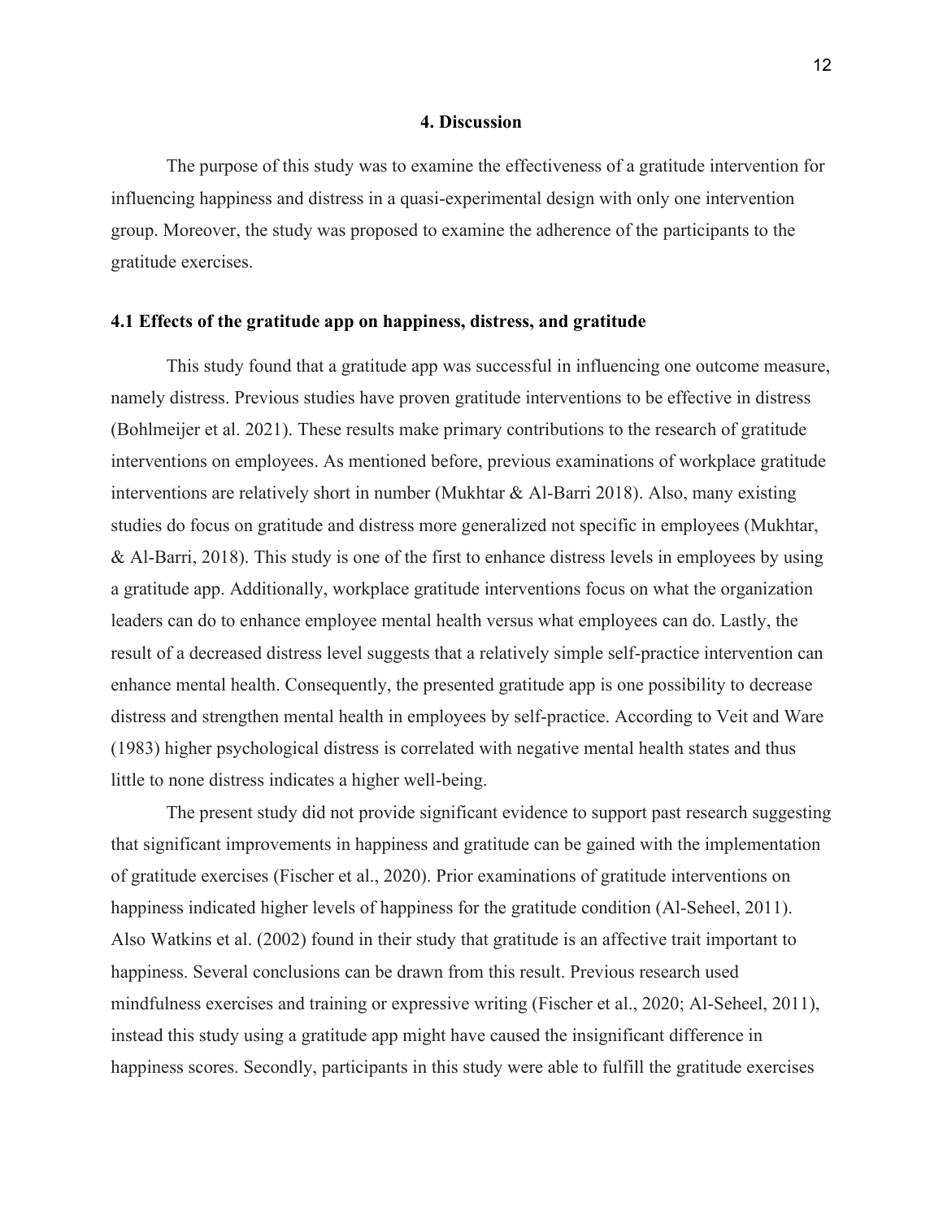## 4. Discussion

The purpose of this study was to examine the effectiveness of a gratitude intervention for influencing happiness and distress in a quasi-experimental design with only one intervention group. Moreover, the study was proposed to examine the adherence of the participants to the gratitude exercises.

### 4.1 Effects of the gratitude app on happiness, distress, and gratitude

This study found that a gratitude app was successful in influencing one outcome measure, namely distress. Previous studies have proven gratitude interventions to be effective in distress (Bohlmeijer et al. 2021). These results make primary contributions to the research of gratitude interventions on employees. As mentioned before, previous examinations of workplace gratitude interventions are relatively short in number (Mukhtar & Al-Barri 2018). Also, many existing studies do focus on gratitude and distress more generalized not specific in employees (Mukhtar, & Al-Barri, 2018). This study is one of the first to enhance distress levels in employees by using a gratitude app. Additionally, workplace gratitude interventions focus on what the organization leaders can do to enhance employee mental health versus what employees can do. Lastly, the result of a decreased distress level suggests that a relatively simple self-practice intervention can enhance mental health. Consequently, the presented gratitude app is one possibility to decrease distress and strengthen mental health in employees by self-practice. According to Veit and Ware (1983) higher psychological distress is correlated with negative mental health states and thus little to none distress indicates a higher well-being.

The present study did not provide significant evidence to support past research suggesting that significant improvements in happiness and gratitude can be gained with the implementation of gratitude exercises (Fischer et al., 2020). Prior examinations of gratitude interventions on happiness indicated higher levels of happiness for the gratitude condition (Al-Seheel, 2011). Also Watkins et al. (2002) found in their study that gratitude is an affective trait important to happiness. Several conclusions can be drawn from this result. Previous research used mindfulness exercises and training or expressive writing (Fischer et al., 2020; Al-Seheel, 2011), instead this study using a gratitude app might have caused the insignificant difference in happiness scores. Secondly, participants in this study were able to fulfill the gratitude exercises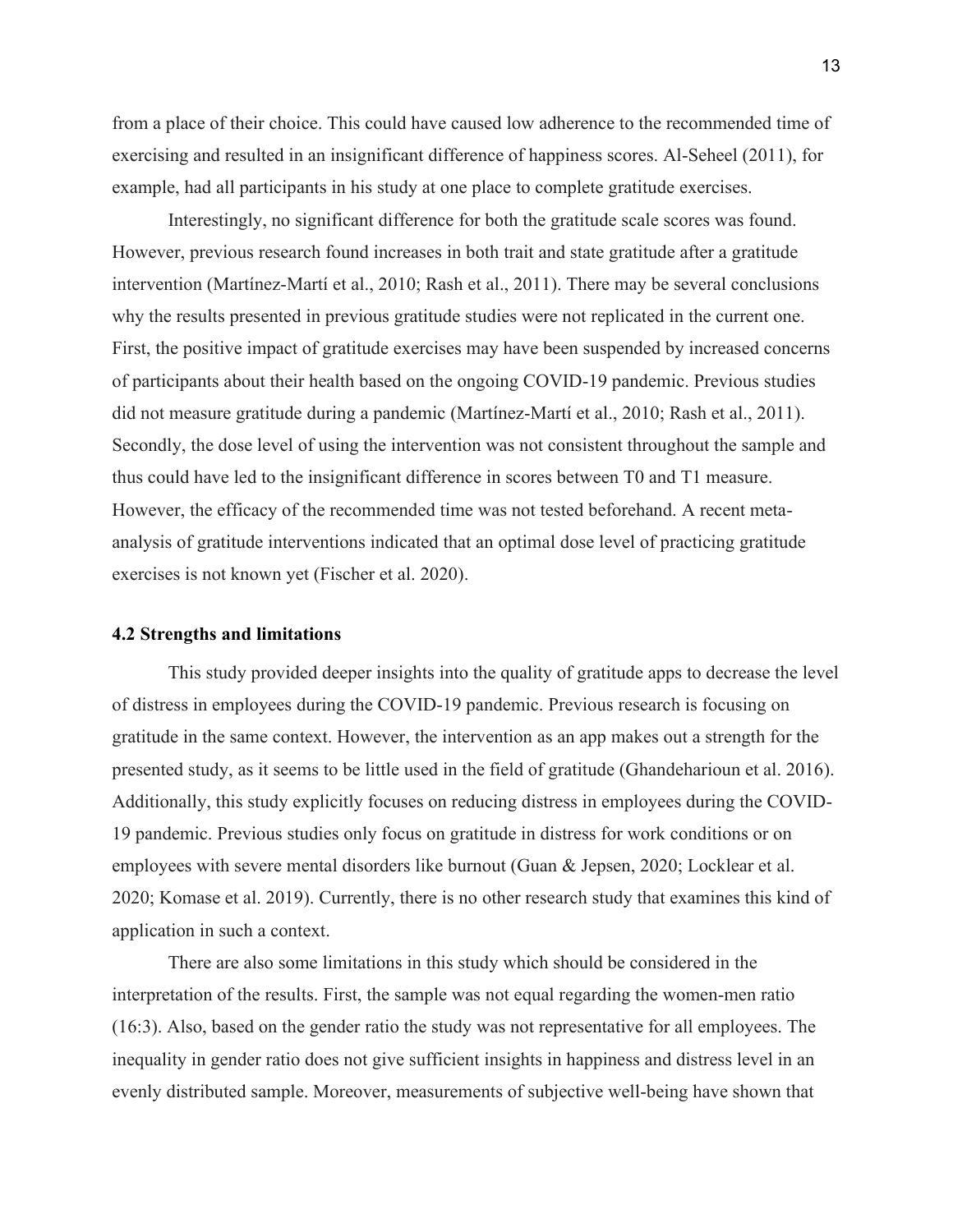from a place of their choice. This could have caused low adherence to the recommended time of exercising and resulted in an insignificant difference of happiness scores. Al-Seheel (2011), for example, had all participants in his study at one place to complete gratitude exercises.

Interestingly, no significant difference for both the gratitude scale scores was found. However, previous research found increases in both trait and state gratitude after a gratitude intervention (Martínez-Martí et al., 2010; Rash et al., 2011). There may be several conclusions why the results presented in previous gratitude studies were not replicated in the current one. First, the positive impact of gratitude exercises may have been suspended by increased concerns of participants about their health based on the ongoing COVID-19 pandemic. Previous studies did not measure gratitude during a pandemic (Martínez-Martí et al., 2010; Rash et al., 2011). Secondly, the dose level of using the intervention was not consistent throughout the sample and thus could have led to the insignificant difference in scores between T0 and T1 measure. However, the efficacy of the recommended time was not tested beforehand. A recent meta-analysis of gratitude interventions indicated that an optimal dose level of practicing gratitude exercises is not known yet (Fischer et al. 2020).

### 4.2 Strengths and limitations

This study provided deeper insights into the quality of gratitude apps to decrease the level of distress in employees during the COVID-19 pandemic. Previous research is focusing on gratitude in the same context. However, the intervention as an app makes out a strength for the presented study, as it seems to be little used in the field of gratitude (Ghandeharioun et al. 2016). Additionally, this study explicitly focuses on reducing distress in employees during the COVID-19 pandemic. Previous studies only focus on gratitude in distress for work conditions or on employees with severe mental disorders like burnout (Guan & Jepsen, 2020; Locklear et al. 2020; Komase et al. 2019). Currently, there is no other research study that examines this kind of application in such a context.

There are also some limitations in this study which should be considered in the interpretation of the results. First, the sample was not equal regarding the women-men ratio (16:3). Also, based on the gender ratio the study was not representative for all employees. The inequality in gender ratio does not give sufficient insights in happiness and distress level in an evenly distributed sample. Moreover, measurements of subjective well-being have shown that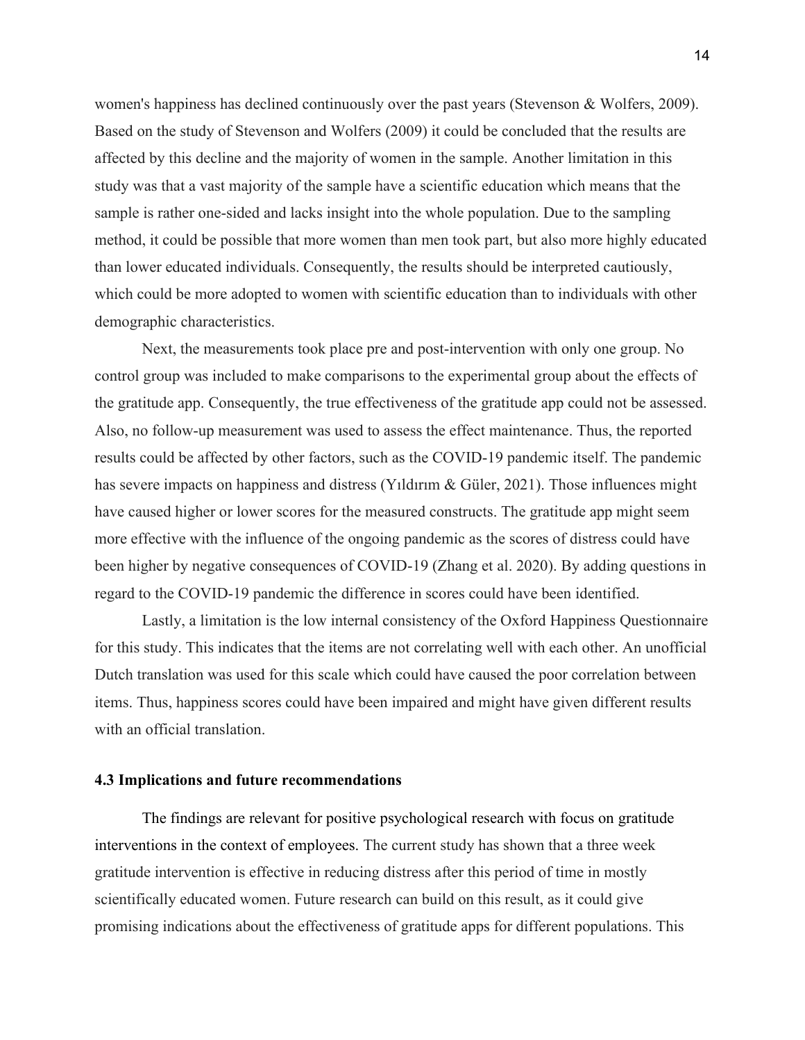women's happiness has declined continuously over the past years (Stevenson & Wolfers, 2009). Based on the study of Stevenson and Wolfers (2009) it could be concluded that the results are affected by this decline and the majority of women in the sample. Another limitation in this study was that a vast majority of the sample have a scientific education which means that the sample is rather one-sided and lacks insight into the whole population. Due to the sampling method, it could be possible that more women than men took part, but also more highly educated than lower educated individuals. Consequently, the results should be interpreted cautiously, which could be more adopted to women with scientific education than to individuals with other demographic characteristics.

Next, the measurements took place pre and post-intervention with only one group. No control group was included to make comparisons to the experimental group about the effects of the gratitude app. Consequently, the true effectiveness of the gratitude app could not be assessed. Also, no follow-up measurement was used to assess the effect maintenance. Thus, the reported results could be affected by other factors, such as the COVID-19 pandemic itself. The pandemic has severe impacts on happiness and distress (Yıldırım & Güler, 2021). Those influences might have caused higher or lower scores for the measured constructs. The gratitude app might seem more effective with the influence of the ongoing pandemic as the scores of distress could have been higher by negative consequences of COVID-19 (Zhang et al. 2020). By adding questions in regard to the COVID-19 pandemic the difference in scores could have been identified.

Lastly, a limitation is the low internal consistency of the Oxford Happiness Questionnaire for this study. This indicates that the items are not correlating well with each other. An unofficial Dutch translation was used for this scale which could have caused the poor correlation between items. Thus, happiness scores could have been impaired and might have given different results with an official translation.

### 4.3 Implications and future recommendations

The findings are relevant for positive psychological research with focus on gratitude interventions in the context of employees. The current study has shown that a three week gratitude intervention is effective in reducing distress after this period of time in mostly scientifically educated women. Future research can build on this result, as it could give promising indications about the effectiveness of gratitude apps for different populations. This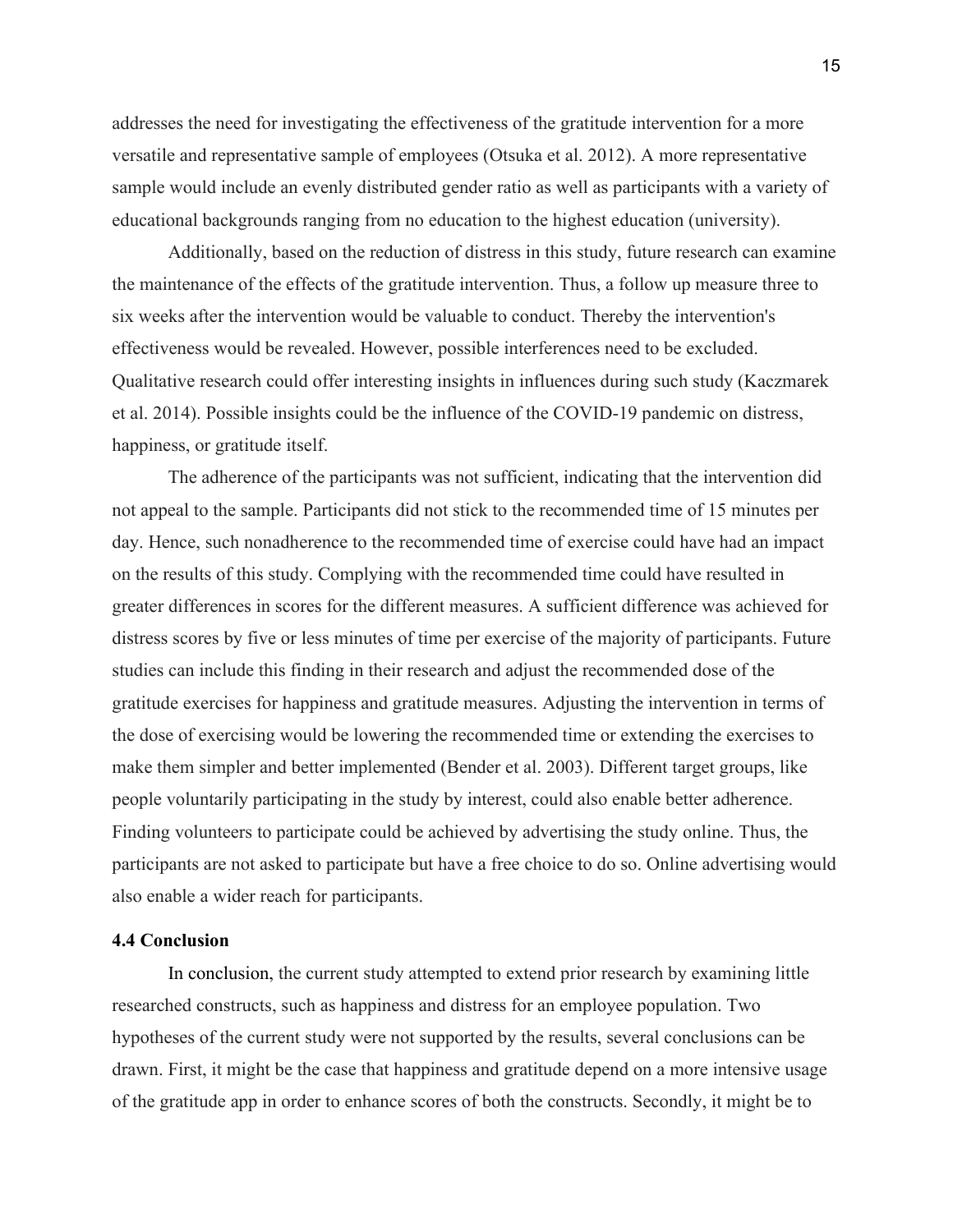addresses the need for investigating the effectiveness of the gratitude intervention for a more versatile and representative sample of employees (Otsuka et al. 2012). A more representative sample would include an evenly distributed gender ratio as well as participants with a variety of educational backgrounds ranging from no education to the highest education (university).

Additionally, based on the reduction of distress in this study, future research can examine the maintenance of the effects of the gratitude intervention. Thus, a follow up measure three to six weeks after the intervention would be valuable to conduct. Thereby the intervention's effectiveness would be revealed. However, possible interferences need to be excluded. Qualitative research could offer interesting insights in influences during such study (Kaczmarek et al. 2014). Possible insights could be the influence of the COVID-19 pandemic on distress, happiness, or gratitude itself.

The adherence of the participants was not sufficient, indicating that the intervention did not appeal to the sample. Participants did not stick to the recommended time of 15 minutes per day. Hence, such nonadherence to the recommended time of exercise could have had an impact on the results of this study. Complying with the recommended time could have resulted in greater differences in scores for the different measures. A sufficient difference was achieved for distress scores by five or less minutes of time per exercise of the majority of participants. Future studies can include this finding in their research and adjust the recommended dose of the gratitude exercises for happiness and gratitude measures. Adjusting the intervention in terms of the dose of exercising would be lowering the recommended time or extending the exercises to make them simpler and better implemented (Bender et al. 2003). Different target groups, like people voluntarily participating in the study by interest, could also enable better adherence. Finding volunteers to participate could be achieved by advertising the study online. Thus, the participants are not asked to participate but have a free choice to do so. Online advertising would also enable a wider reach for participants.

### 4.4 Conclusion

In conclusion, the current study attempted to extend prior research by examining little researched constructs, such as happiness and distress for an employee population. Two hypotheses of the current study were not supported by the results, several conclusions can be drawn. First, it might be the case that happiness and gratitude depend on a more intensive usage of the gratitude app in order to enhance scores of both the constructs. Secondly, it might be to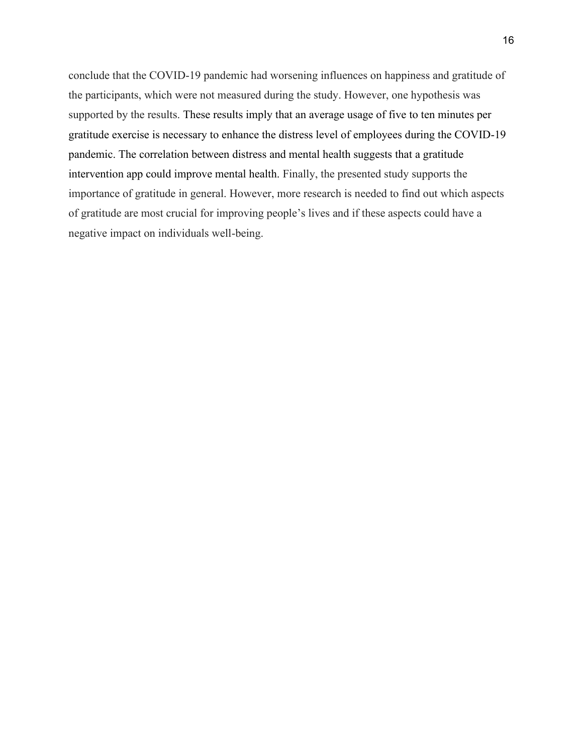conclude that the COVID-19 pandemic had worsening influences on happiness and gratitude of the participants, which were not measured during the study. However, one hypothesis was supported by the results. These results imply that an average usage of five to ten minutes per gratitude exercise is necessary to enhance the distress level of employees during the COVID-19 pandemic. The correlation between distress and mental health suggests that a gratitude intervention app could improve mental health. Finally, the presented study supports the importance of gratitude in general. However, more research is needed to find out which aspects of gratitude are most crucial for improving people's lives and if these aspects could have a negative impact on individuals well-being.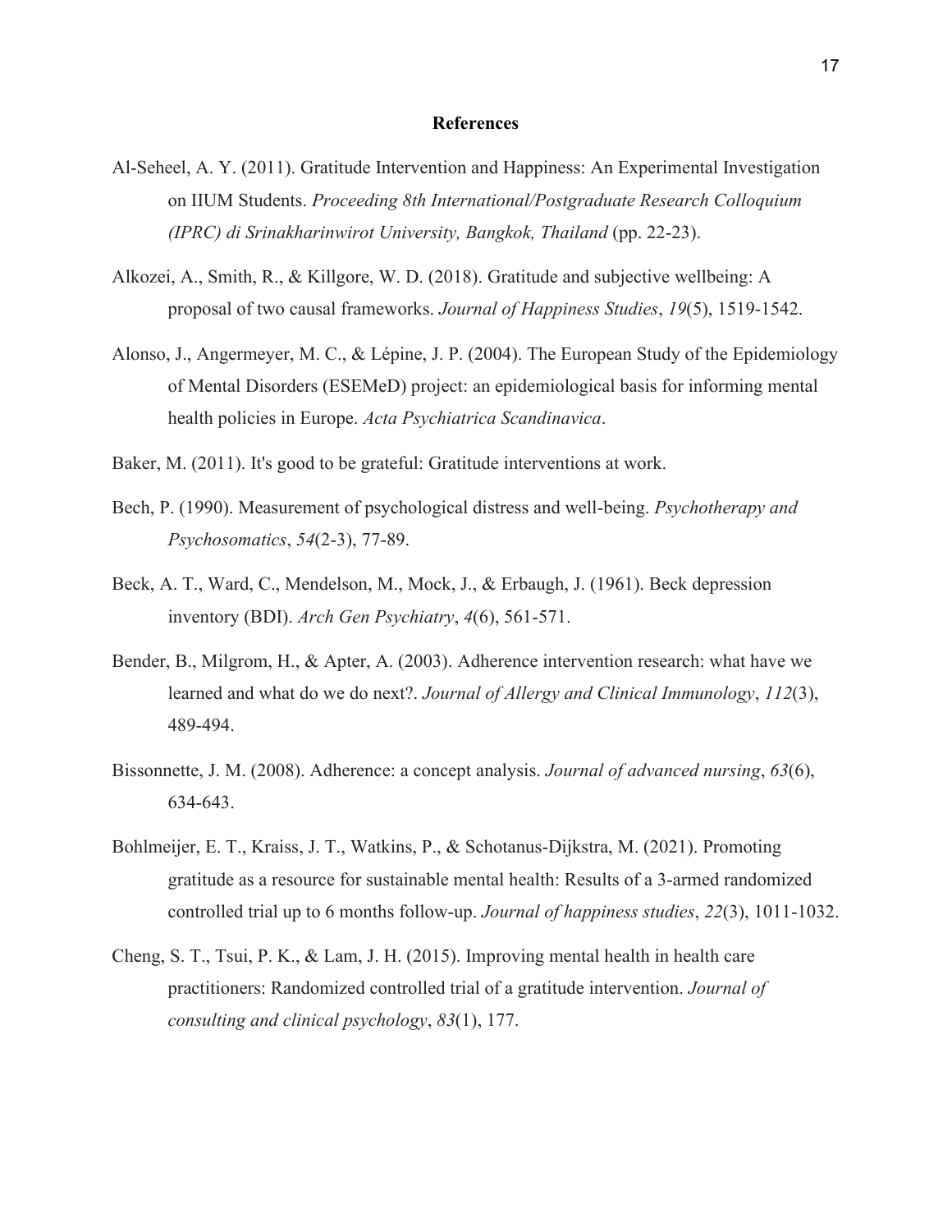# References

Al-Seheel, A. Y. (2011). Gratitude Intervention and Happiness: An Experimental Investigation on IIUM Students. *Proceeding 8th International/Postgraduate Research Colloquium (IPRC) di Srinakharinwirot University, Bangkok, Thailand* (pp. 22-23).

Alkozei, A., Smith, R., & Killgore, W. D. (2018). Gratitude and subjective wellbeing: A proposal of two causal frameworks. *Journal of Happiness Studies*, *19*(5), 1519-1542.

Alonso, J., Angermeyer, M. C., & Lépine, J. P. (2004). The European Study of the Epidemiology of Mental Disorders (ESEMeD) project: an epidemiological basis for informing mental health policies in Europe. *Acta Psychiatrica Scandinavica*.

Baker, M. (2011). It's good to be grateful: Gratitude interventions at work.

Bech, P. (1990). Measurement of psychological distress and well-being. *Psychotherapy and Psychosomatics*, *54*(2-3), 77-89.

Beck, A. T., Ward, C., Mendelson, M., Mock, J., & Erbaugh, J. (1961). Beck depression inventory (BDI). *Arch Gen Psychiatry*, *4*(6), 561-571.

Bender, B., Milgrom, H., & Apter, A. (2003). Adherence intervention research: what have we learned and what do we do next?. *Journal of Allergy and Clinical Immunology*, *112*(3), 489-494.

Bissonnette, J. M. (2008). Adherence: a concept analysis. *Journal of advanced nursing*, *63*(6), 634-643.

Bohlmeijer, E. T., Kraiss, J. T., Watkins, P., & Schotanus-Dijkstra, M. (2021). Promoting gratitude as a resource for sustainable mental health: Results of a 3-armed randomized controlled trial up to 6 months follow-up. *Journal of happiness studies*, *22*(3), 1011-1032.

Cheng, S. T., Tsui, P. K., & Lam, J. H. (2015). Improving mental health in health care practitioners: Randomized controlled trial of a gratitude intervention. *Journal of consulting and clinical psychology*, *83*(1), 177.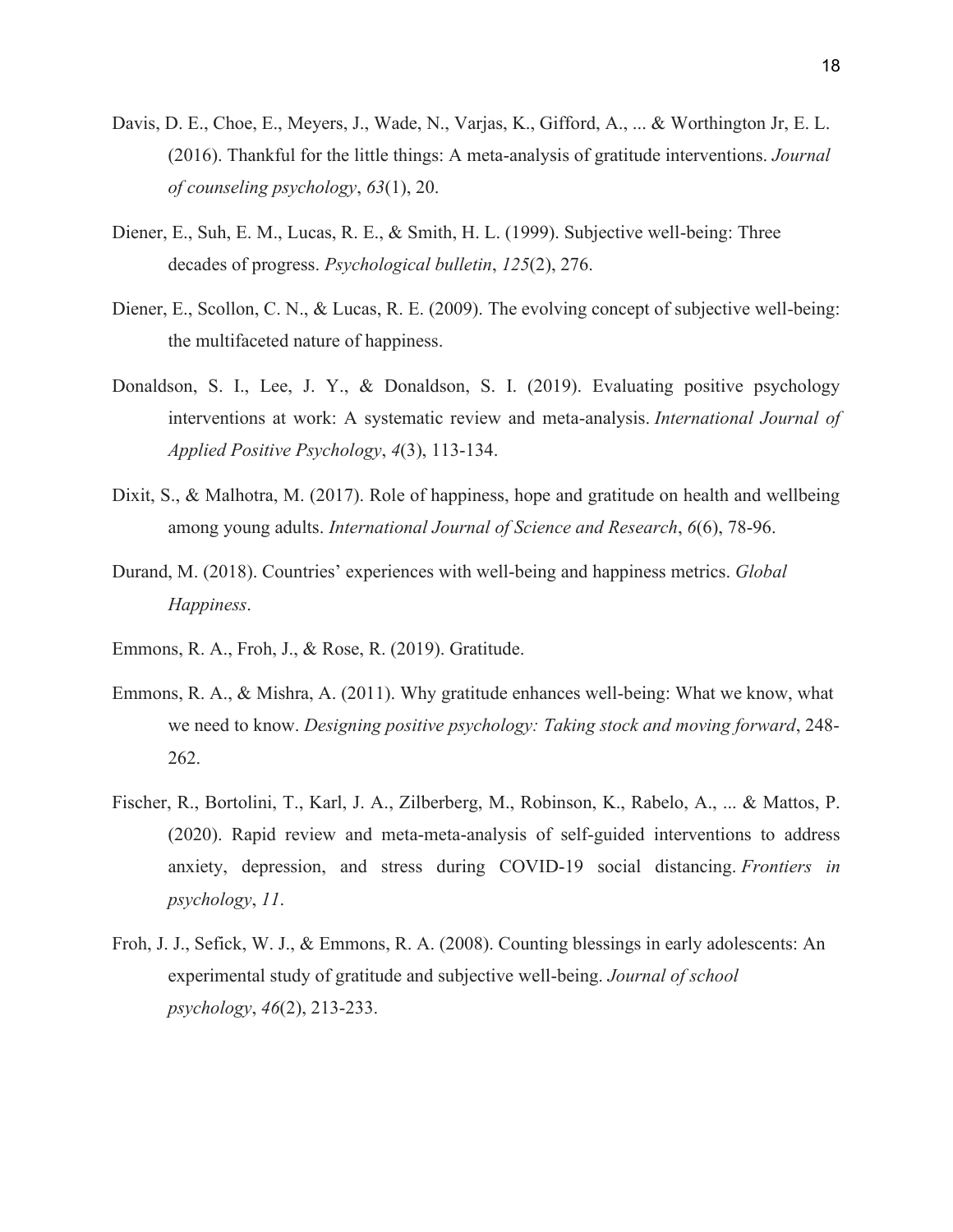Davis, D. E., Choe, E., Meyers, J., Wade, N., Varjas, K., Gifford, A., ... & Worthington Jr, E. L. (2016). Thankful for the little things: A meta-analysis of gratitude interventions. *Journal of counseling psychology*, *63*(1), 20.

Diener, E., Suh, E. M., Lucas, R. E., & Smith, H. L. (1999). Subjective well-being: Three decades of progress. *Psychological bulletin*, *125*(2), 276.

Diener, E., Scollon, C. N., & Lucas, R. E. (2009). The evolving concept of subjective well-being: the multifaceted nature of happiness.

Donaldson, S. I., Lee, J. Y., & Donaldson, S. I. (2019). Evaluating positive psychology interventions at work: A systematic review and meta-analysis. *International Journal of Applied Positive Psychology*, *4*(3), 113-134.

Dixit, S., & Malhotra, M. (2017). Role of happiness, hope and gratitude on health and wellbeing among young adults. *International Journal of Science and Research*, *6*(6), 78-96.

Durand, M. (2018). Countries' experiences with well-being and happiness metrics. *Global Happiness*.

Emmons, R. A., Froh, J., & Rose, R. (2019). Gratitude.

Emmons, R. A., & Mishra, A. (2011). Why gratitude enhances well-being: What we know, what we need to know. *Designing positive psychology: Taking stock and moving forward*, 248-262.

Fischer, R., Bortolini, T., Karl, J. A., Zilberberg, M., Robinson, K., Rabelo, A., ... & Mattos, P. (2020). Rapid review and meta-meta-analysis of self-guided interventions to address anxiety, depression, and stress during COVID-19 social distancing. *Frontiers in psychology*, *11*.

Froh, J. J., Sefick, W. J., & Emmons, R. A. (2008). Counting blessings in early adolescents: An experimental study of gratitude and subjective well-being. *Journal of school psychology*, *46*(2), 213-233.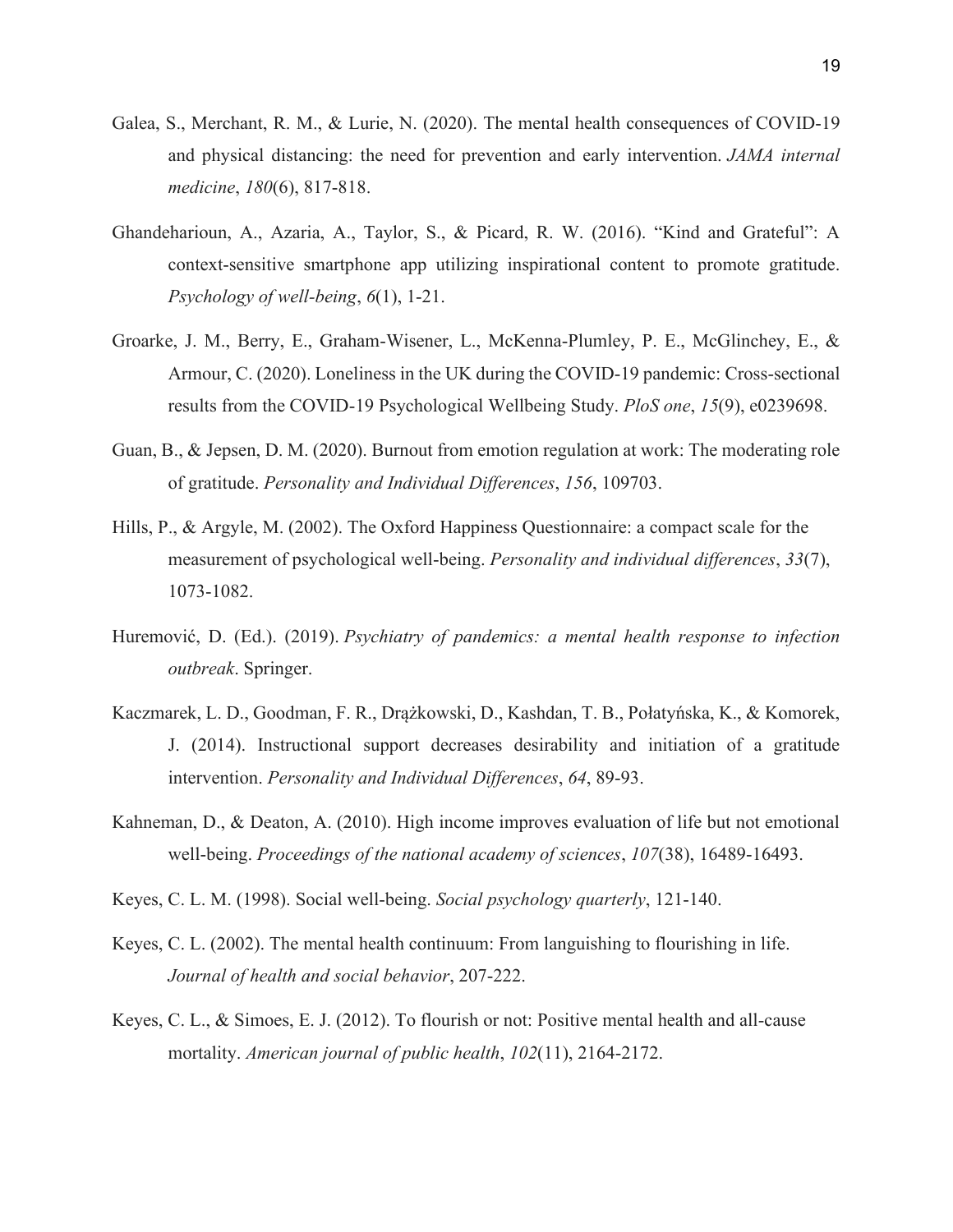Galea, S., Merchant, R. M., & Lurie, N. (2020). The mental health consequences of COVID-19 and physical distancing: the need for prevention and early intervention. *JAMA internal medicine*, *180*(6), 817-818.

Ghandeharioun, A., Azaria, A., Taylor, S., & Picard, R. W. (2016). "Kind and Grateful": A context-sensitive smartphone app utilizing inspirational content to promote gratitude. *Psychology of well-being*, *6*(1), 1-21.

Groarke, J. M., Berry, E., Graham-Wisener, L., McKenna-Plumley, P. E., McGlinchey, E., & Armour, C. (2020). Loneliness in the UK during the COVID-19 pandemic: Cross-sectional results from the COVID-19 Psychological Wellbeing Study. *PloS one*, *15*(9), e0239698.

Guan, B., & Jepsen, D. M. (2020). Burnout from emotion regulation at work: The moderating role of gratitude. *Personality and Individual Differences*, *156*, 109703.

Hills, P., & Argyle, M. (2002). The Oxford Happiness Questionnaire: a compact scale for the measurement of psychological well-being. *Personality and individual differences*, *33*(7), 1073-1082.

Huremović, D. (Ed.). (2019). *Psychiatry of pandemics: a mental health response to infection outbreak*. Springer.

Kaczmarek, L. D., Goodman, F. R., Drążkowski, D., Kashdan, T. B., Połatyńska, K., & Komorek, J. (2014). Instructional support decreases desirability and initiation of a gratitude intervention. *Personality and Individual Differences*, *64*, 89-93.

Kahneman, D., & Deaton, A. (2010). High income improves evaluation of life but not emotional well-being. *Proceedings of the national academy of sciences*, *107*(38), 16489-16493.

Keyes, C. L. M. (1998). Social well-being. *Social psychology quarterly*, 121-140.

Keyes, C. L. (2002). The mental health continuum: From languishing to flourishing in life. *Journal of health and social behavior*, 207-222.

Keyes, C. L., & Simoes, E. J. (2012). To flourish or not: Positive mental health and all-cause mortality. *American journal of public health*, *102*(11), 2164-2172.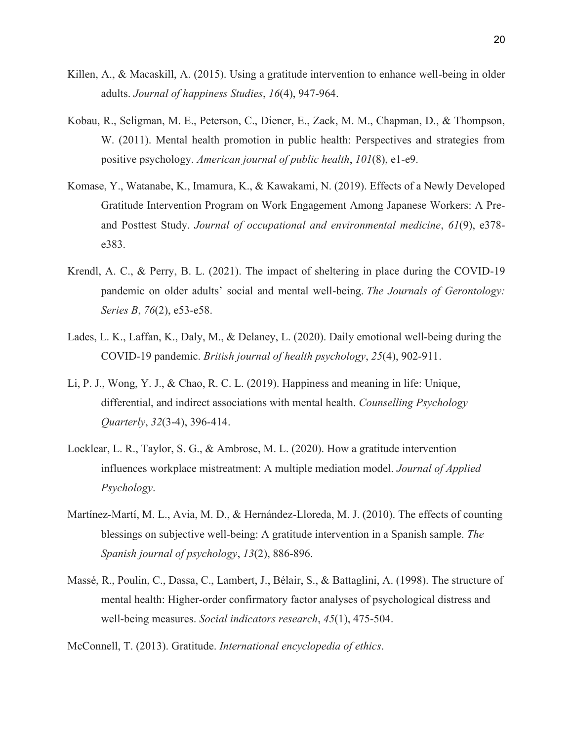Killen, A., & Macaskill, A. (2015). Using a gratitude intervention to enhance well-being in older adults. *Journal of happiness Studies*, *16*(4), 947-964.

Kobau, R., Seligman, M. E., Peterson, C., Diener, E., Zack, M. M., Chapman, D., & Thompson, W. (2011). Mental health promotion in public health: Perspectives and strategies from positive psychology. *American journal of public health*, *101*(8), e1-e9.

Komase, Y., Watanabe, K., Imamura, K., & Kawakami, N. (2019). Effects of a Newly Developed Gratitude Intervention Program on Work Engagement Among Japanese Workers: A Pre- and Posttest Study. *Journal of occupational and environmental medicine*, *61*(9), e378-e383.

Krendl, A. C., & Perry, B. L. (2021). The impact of sheltering in place during the COVID-19 pandemic on older adults' social and mental well-being. *The Journals of Gerontology: Series B*, *76*(2), e53-e58.

Lades, L. K., Laffan, K., Daly, M., & Delaney, L. (2020). Daily emotional well-being during the COVID-19 pandemic. *British journal of health psychology*, *25*(4), 902-911.

Li, P. J., Wong, Y. J., & Chao, R. C. L. (2019). Happiness and meaning in life: Unique, differential, and indirect associations with mental health. *Counselling Psychology Quarterly*, *32*(3-4), 396-414.

Locklear, L. R., Taylor, S. G., & Ambrose, M. L. (2020). How a gratitude intervention influences workplace mistreatment: A multiple mediation model. *Journal of Applied Psychology*.

Martínez-Martí, M. L., Avia, M. D., & Hernández-Lloreda, M. J. (2010). The effects of counting blessings on subjective well-being: A gratitude intervention in a Spanish sample. *The Spanish journal of psychology*, *13*(2), 886-896.

Massé, R., Poulin, C., Dassa, C., Lambert, J., Bélair, S., & Battaglini, A. (1998). The structure of mental health: Higher-order confirmatory factor analyses of psychological distress and well-being measures. *Social indicators research*, *45*(1), 475-504.

McConnell, T. (2013). Gratitude. *International encyclopedia of ethics*.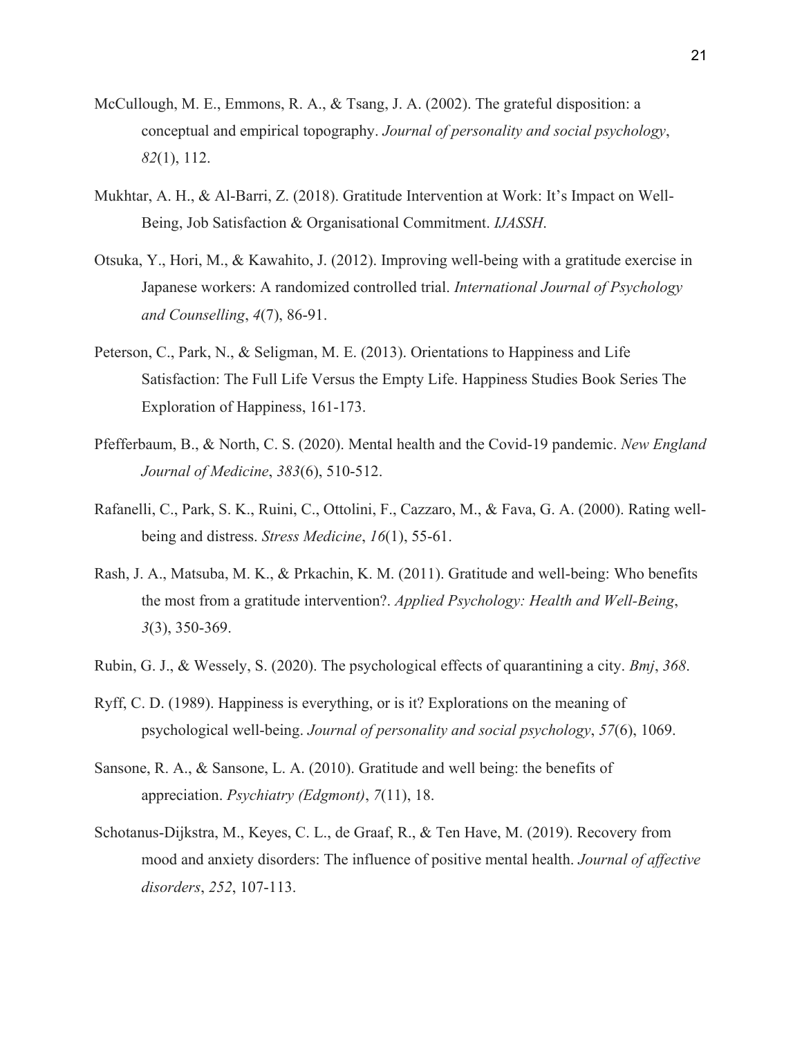McCullough, M. E., Emmons, R. A., & Tsang, J. A. (2002). The grateful disposition: a conceptual and empirical topography. *Journal of personality and social psychology*, *82*(1), 112.

Mukhtar, A. H., & Al-Barri, Z. (2018). Gratitude Intervention at Work: It's Impact on Well-Being, Job Satisfaction & Organisational Commitment. *IJASSH*.

Otsuka, Y., Hori, M., & Kawahito, J. (2012). Improving well-being with a gratitude exercise in Japanese workers: A randomized controlled trial. *International Journal of Psychology and Counselling*, *4*(7), 86-91.

Peterson, C., Park, N., & Seligman, M. E. (2013). Orientations to Happiness and Life Satisfaction: The Full Life Versus the Empty Life. Happiness Studies Book Series The Exploration of Happiness, 161-173.

Pfefferbaum, B., & North, C. S. (2020). Mental health and the Covid-19 pandemic. *New England Journal of Medicine*, *383*(6), 510-512.

Rafanelli, C., Park, S. K., Ruini, C., Ottolini, F., Cazzaro, M., & Fava, G. A. (2000). Rating well-being and distress. *Stress Medicine*, *16*(1), 55-61.

Rash, J. A., Matsuba, M. K., & Prkachin, K. M. (2011). Gratitude and well-being: Who benefits the most from a gratitude intervention?. *Applied Psychology: Health and Well-Being*, *3*(3), 350-369.

Rubin, G. J., & Wessely, S. (2020). The psychological effects of quarantining a city. *Bmj*, *368*.

Ryff, C. D. (1989). Happiness is everything, or is it? Explorations on the meaning of psychological well-being. *Journal of personality and social psychology*, *57*(6), 1069.

Sansone, R. A., & Sansone, L. A. (2010). Gratitude and well being: the benefits of appreciation. *Psychiatry (Edgmont)*, *7*(11), 18.

Schotanus-Dijkstra, M., Keyes, C. L., de Graaf, R., & Ten Have, M. (2019). Recovery from mood and anxiety disorders: The influence of positive mental health. *Journal of affective disorders*, *252*, 107-113.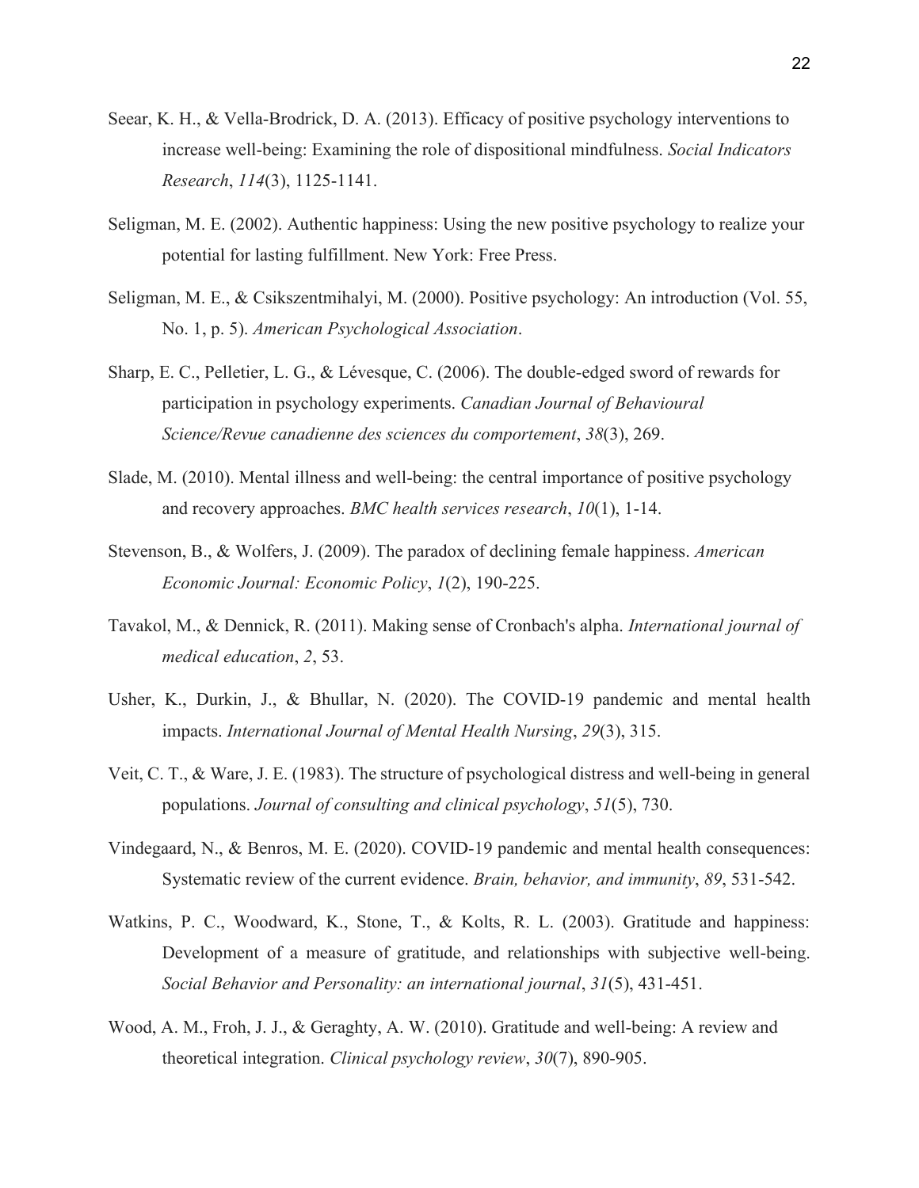Seear, K. H., & Vella-Brodrick, D. A. (2013). Efficacy of positive psychology interventions to increase well-being: Examining the role of dispositional mindfulness. *Social Indicators Research*, *114*(3), 1125-1141.

Seligman, M. E. (2002). Authentic happiness: Using the new positive psychology to realize your potential for lasting fulfillment. New York: Free Press.

Seligman, M. E., & Csikszentmihalyi, M. (2000). Positive psychology: An introduction (Vol. 55, No. 1, p. 5). *American Psychological Association*.

Sharp, E. C., Pelletier, L. G., & Lévesque, C. (2006). The double-edged sword of rewards for participation in psychology experiments. *Canadian Journal of Behavioural Science/Revue canadienne des sciences du comportement*, *38*(3), 269.

Slade, M. (2010). Mental illness and well-being: the central importance of positive psychology and recovery approaches. *BMC health services research*, *10*(1), 1-14.

Stevenson, B., & Wolfers, J. (2009). The paradox of declining female happiness. *American Economic Journal: Economic Policy*, *1*(2), 190-225.

Tavakol, M., & Dennick, R. (2011). Making sense of Cronbach's alpha. *International journal of medical education*, *2*, 53.

Usher, K., Durkin, J., & Bhullar, N. (2020). The COVID-19 pandemic and mental health impacts. *International Journal of Mental Health Nursing*, *29*(3), 315.

Veit, C. T., & Ware, J. E. (1983). The structure of psychological distress and well-being in general populations. *Journal of consulting and clinical psychology*, *51*(5), 730.

Vindegaard, N., & Benros, M. E. (2020). COVID-19 pandemic and mental health consequences: Systematic review of the current evidence. *Brain, behavior, and immunity*, *89*, 531-542.

Watkins, P. C., Woodward, K., Stone, T., & Kolts, R. L. (2003). Gratitude and happiness: Development of a measure of gratitude, and relationships with subjective well-being. *Social Behavior and Personality: an international journal*, *31*(5), 431-451.

Wood, A. M., Froh, J. J., & Geraghty, A. W. (2010). Gratitude and well-being: A review and theoretical integration. *Clinical psychology review*, *30*(7), 890-905.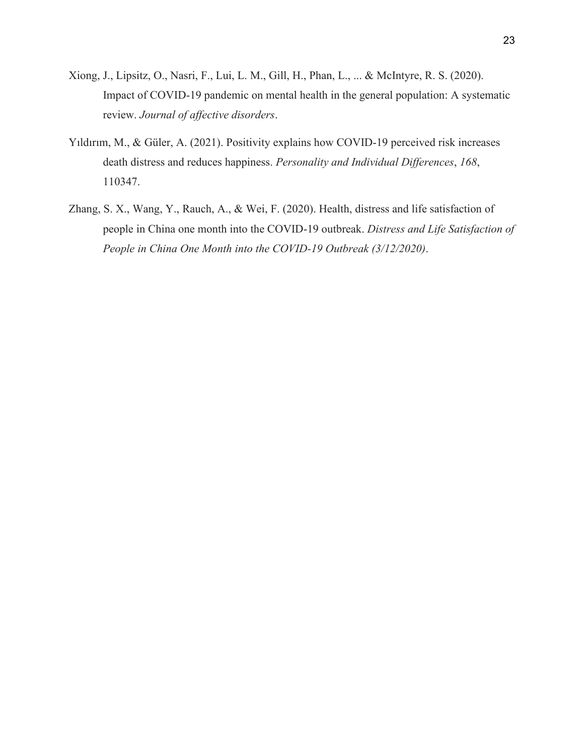Xiong, J., Lipsitz, O., Nasri, F., Lui, L. M., Gill, H., Phan, L., ... & McIntyre, R. S. (2020). Impact of COVID-19 pandemic on mental health in the general population: A systematic review. *Journal of affective disorders*.

Yıldırım, M., & Güler, A. (2021). Positivity explains how COVID-19 perceived risk increases death distress and reduces happiness. *Personality and Individual Differences*, *168*, 110347.

Zhang, S. X., Wang, Y., Rauch, A., & Wei, F. (2020). Health, distress and life satisfaction of people in China one month into the COVID-19 outbreak. *Distress and Life Satisfaction of People in China One Month into the COVID-19 Outbreak (3/12/2020)*.